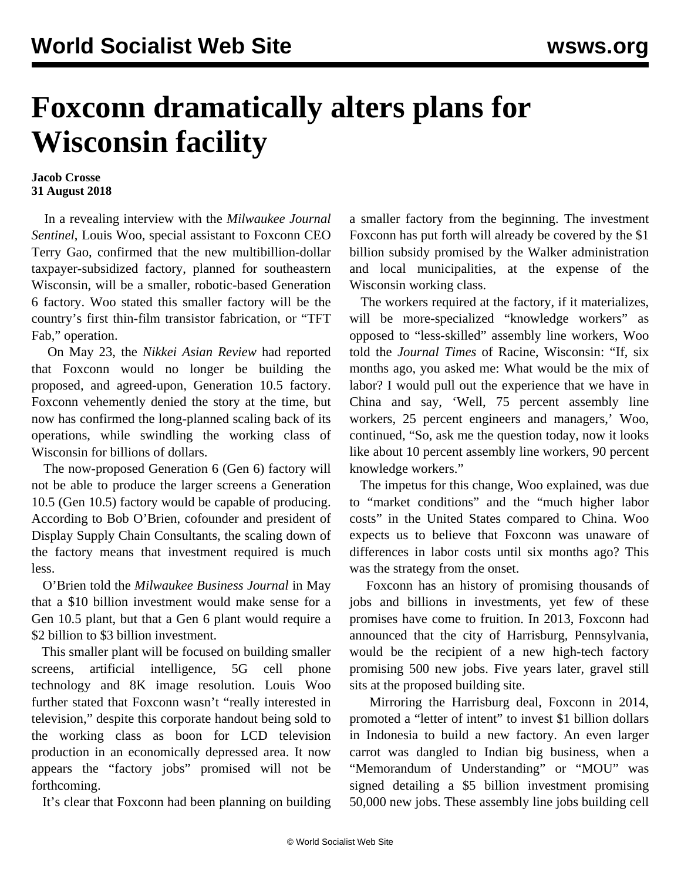# Foxconn dramatically alters plans for Wisconsin facility

**Jacob Crosse**
**31 August 2018**

In a revealing interview with the *Milwaukee Journal Sentinel*, Louis Woo, special assistant to Foxconn CEO Terry Gao, confirmed that the new multibillion-dollar taxpayer-subsidized factory, planned for southeastern Wisconsin, will be a smaller, robotic-based Generation 6 factory. Woo stated this smaller factory will be the country's first thin-film transistor fabrication, or "TFT Fab," operation.

On May 23, the *Nikkei Asian Review* had reported that Foxconn would no longer be building the proposed, and agreed-upon, Generation 10.5 factory. Foxconn vehemently denied the story at the time, but now has confirmed the long-planned scaling back of its operations, while swindling the working class of Wisconsin for billions of dollars.

The now-proposed Generation 6 (Gen 6) factory will not be able to produce the larger screens a Generation 10.5 (Gen 10.5) factory would be capable of producing. According to Bob O'Brien, cofounder and president of Display Supply Chain Consultants, the scaling down of the factory means that investment required is much less.

O'Brien told the *Milwaukee Business Journal* in May that a $10 billion investment would make sense for a Gen 10.5 plant, but that a Gen 6 plant would require a $2 billion to $3 billion investment.

This smaller plant will be focused on building smaller screens, artificial intelligence, 5G cell phone technology and 8K image resolution. Louis Woo further stated that Foxconn wasn't "really interested in television," despite this corporate handout being sold to the working class as boon for LCD television production in an economically depressed area. It now appears the "factory jobs" promised will not be forthcoming.

It's clear that Foxconn had been planning on building a smaller factory from the beginning. The investment Foxconn has put forth will already be covered by the $1 billion subsidy promised by the Walker administration and local municipalities, at the expense of the Wisconsin working class.

The workers required at the factory, if it materializes, will be more-specialized "knowledge workers" as opposed to "less-skilled" assembly line workers, Woo told the *Journal Times* of Racine, Wisconsin: "If, six months ago, you asked me: What would be the mix of labor? I would pull out the experience that we have in China and say, 'Well, 75 percent assembly line workers, 25 percent engineers and managers,' Woo, continued, "So, ask me the question today, now it looks like about 10 percent assembly line workers, 90 percent knowledge workers."

The impetus for this change, Woo explained, was due to "market conditions" and the "much higher labor costs" in the United States compared to China. Woo expects us to believe that Foxconn was unaware of differences in labor costs until six months ago? This was the strategy from the onset.

Foxconn has an history of promising thousands of jobs and billions in investments, yet few of these promises have come to fruition. In 2013, Foxconn had announced that the city of Harrisburg, Pennsylvania, would be the recipient of a new high-tech factory promising 500 new jobs. Five years later, gravel still sits at the proposed building site.

Mirroring the Harrisburg deal, Foxconn in 2014, promoted a "letter of intent" to invest $1 billion dollars in Indonesia to build a new factory. An even larger carrot was dangled to Indian big business, when a "Memorandum of Understanding" or "MOU" was signed detailing a $5 billion investment promising 50,000 new jobs. These assembly line jobs building cell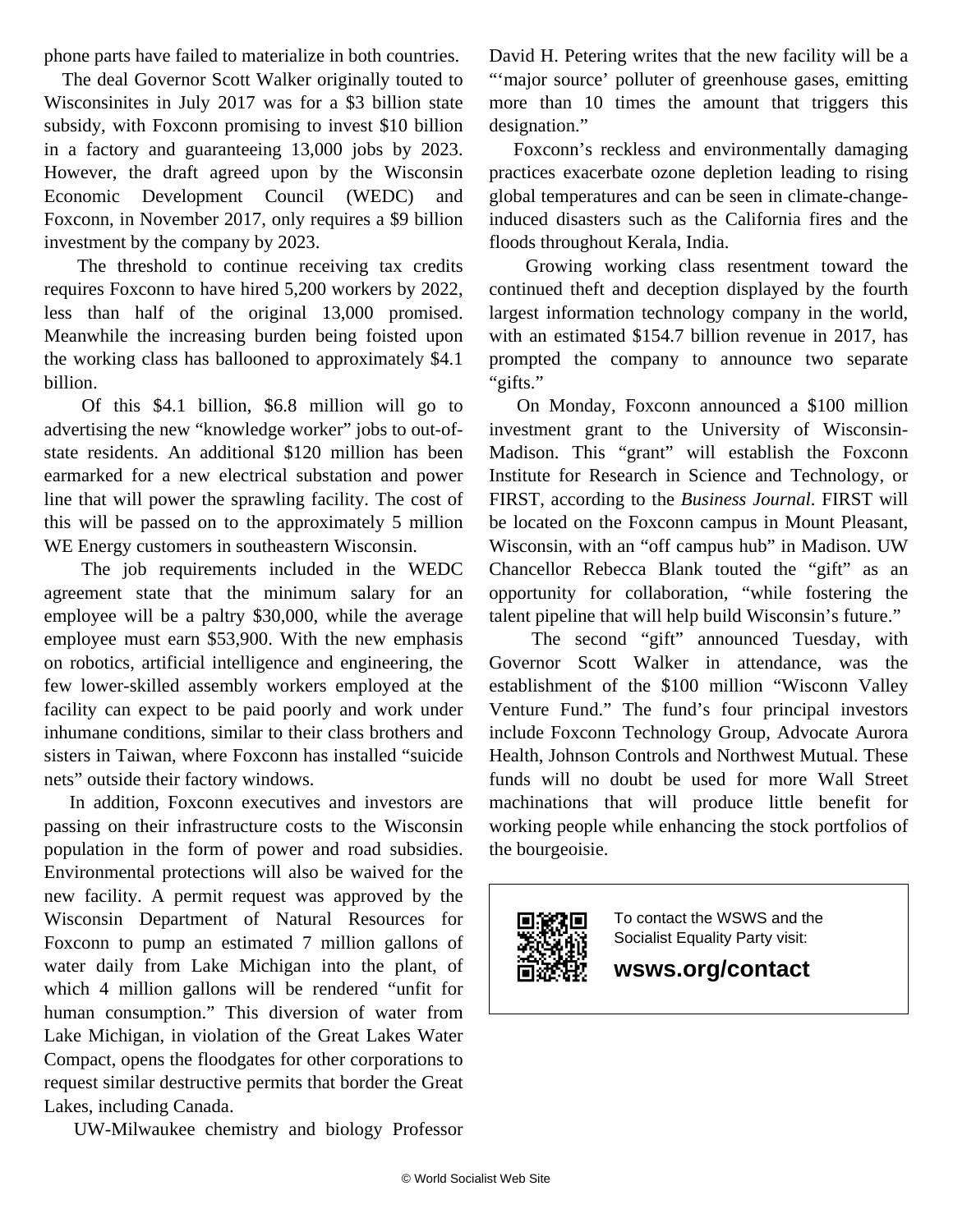phone parts have failed to materialize in both countries.

The deal Governor Scott Walker originally touted to Wisconsinites in July 2017 was for a $3 billion state subsidy, with Foxconn promising to invest $10 billion in a factory and guaranteeing 13,000 jobs by 2023. However, the draft agreed upon by the Wisconsin Economic Development Council (WEDC) and Foxconn, in November 2017, only requires a $9 billion investment by the company by 2023.

The threshold to continue receiving tax credits requires Foxconn to have hired 5,200 workers by 2022, less than half of the original 13,000 promised. Meanwhile the increasing burden being foisted upon the working class has ballooned to approximately $4.1 billion.

Of this $4.1 billion, $6.8 million will go to advertising the new "knowledge worker" jobs to out-of-state residents. An additional $120 million has been earmarked for a new electrical substation and power line that will power the sprawling facility. The cost of this will be passed on to the approximately 5 million WE Energy customers in southeastern Wisconsin.

The job requirements included in the WEDC agreement state that the minimum salary for an employee will be a paltry $30,000, while the average employee must earn $53,900. With the new emphasis on robotics, artificial intelligence and engineering, the few lower-skilled assembly workers employed at the facility can expect to be paid poorly and work under inhumane conditions, similar to their class brothers and sisters in Taiwan, where Foxconn has installed "suicide nets" outside their factory windows.

In addition, Foxconn executives and investors are passing on their infrastructure costs to the Wisconsin population in the form of power and road subsidies. Environmental protections will also be waived for the new facility. A permit request was approved by the Wisconsin Department of Natural Resources for Foxconn to pump an estimated 7 million gallons of water daily from Lake Michigan into the plant, of which 4 million gallons will be rendered "unfit for human consumption." This diversion of water from Lake Michigan, in violation of the Great Lakes Water Compact, opens the floodgates for other corporations to request similar destructive permits that border the Great Lakes, including Canada.

UW-Milwaukee chemistry and biology Professor David H. Petering writes that the new facility will be a "'major source' polluter of greenhouse gases, emitting more than 10 times the amount that triggers this designation."

Foxconn's reckless and environmentally damaging practices exacerbate ozone depletion leading to rising global temperatures and can be seen in climate-change-induced disasters such as the California fires and the floods throughout Kerala, India.

Growing working class resentment toward the continued theft and deception displayed by the fourth largest information technology company in the world, with an estimated $154.7 billion revenue in 2017, has prompted the company to announce two separate "gifts."

On Monday, Foxconn announced a $100 million investment grant to the University of Wisconsin-Madison. This "grant" will establish the Foxconn Institute for Research in Science and Technology, or FIRST, according to the *Business Journal*. FIRST will be located on the Foxconn campus in Mount Pleasant, Wisconsin, with an "off campus hub" in Madison. UW Chancellor Rebecca Blank touted the "gift" as an opportunity for collaboration, "while fostering the talent pipeline that will help build Wisconsin's future."

The second "gift" announced Tuesday, with Governor Scott Walker in attendance, was the establishment of the $100 million "Wisconn Valley Venture Fund." The fund's four principal investors include Foxconn Technology Group, Advocate Aurora Health, Johnson Controls and Northwest Mutual. These funds will no doubt be used for more Wall Street machinations that will produce little benefit for working people while enhancing the stock portfolios of the bourgeoisie.

To contact the WSWS and the Socialist Equality Party visit:

**wsws.org/contact**